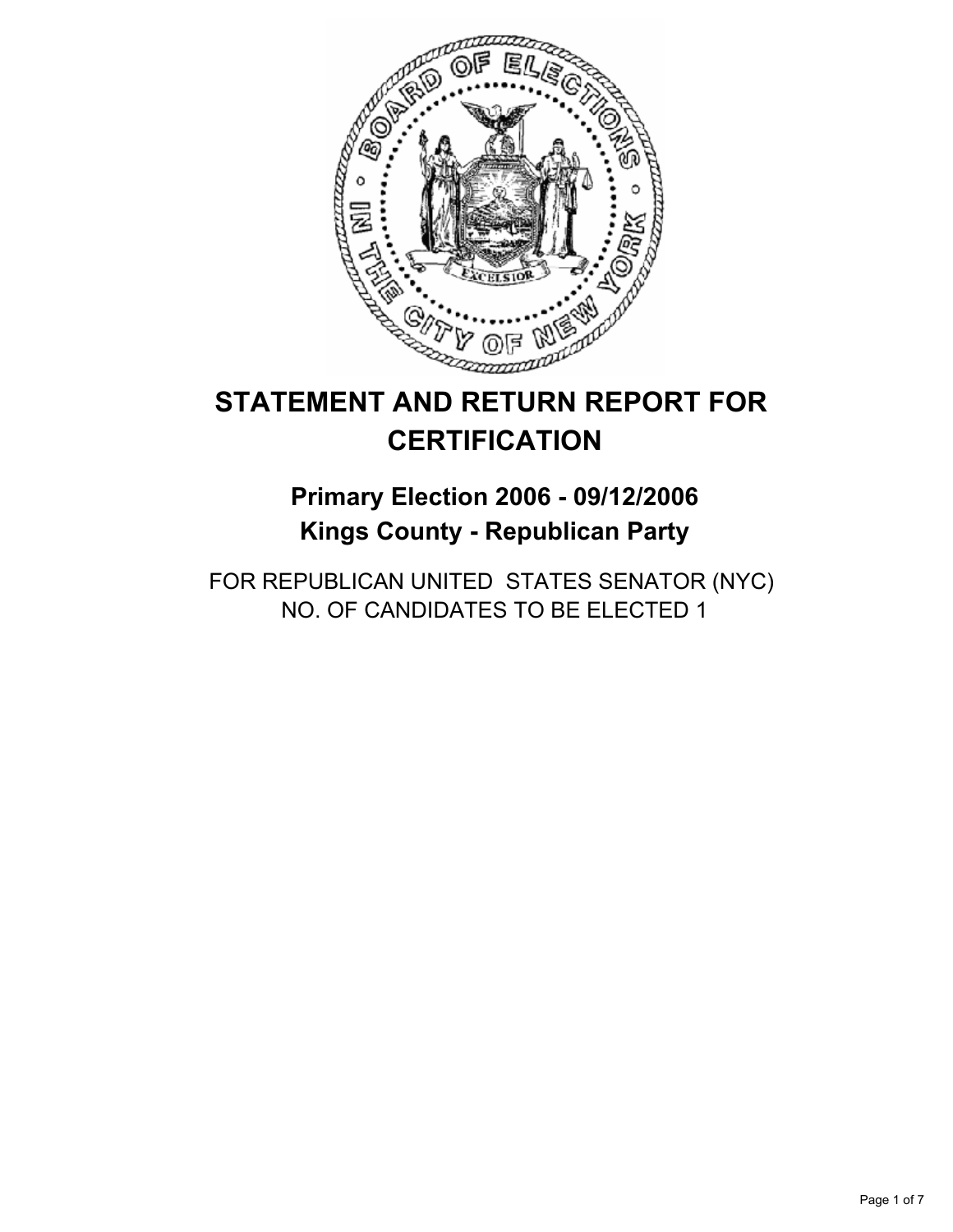# STATEMENT AND RETURN REPORT FOR CERTIFICATION

## Primary Election 2006 - 09/12/2006
## Kings County - Republican Party

FOR REPUBLICAN UNITED STATES SENATOR (NYC)
NO. OF CANDIDATES TO BE ELECTED 1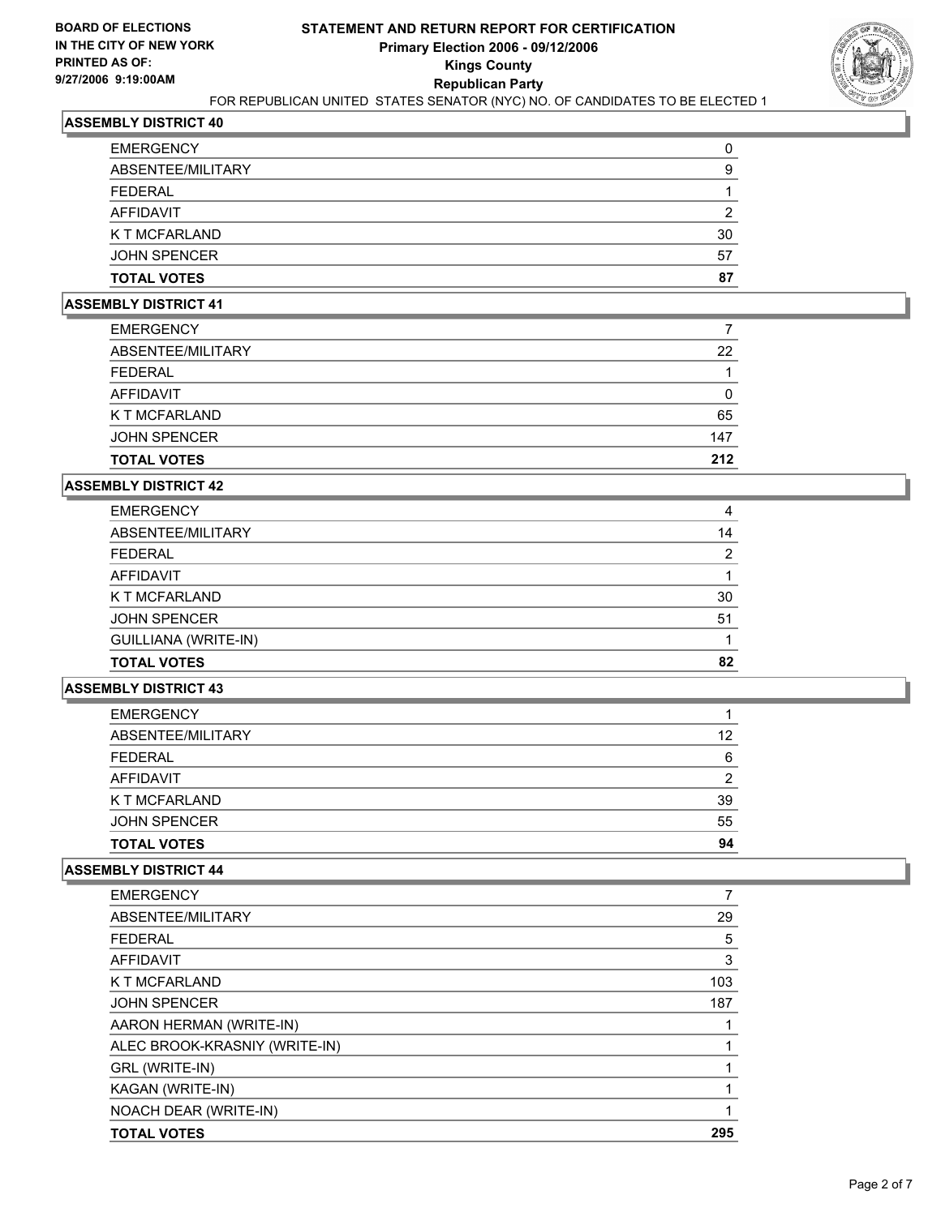**BOARD OF ELECTIONS IN THE CITY OF NEW YORK PRINTED AS OF: 9/27/2006 9:19:00AM**

# STATEMENT AND RETURN REPORT FOR CERTIFICATION
## Primary Election 2006 - 09/12/2006
## Kings County
## Republican Party

FOR REPUBLICAN UNITED STATES SENATOR (NYC) NO. OF CANDIDATES TO BE ELECTED 1

### ASSEMBLY DISTRICT 40

| | |
|---|---|
| EMERGENCY | 0 |
| ABSENTEE/MILITARY | 9 |
| FEDERAL | 1 |
| AFFIDAVIT | 2 |
| K T MCFARLAND | 30 |
| JOHN SPENCER | 57 |
| **TOTAL VOTES** | **87** |

### ASSEMBLY DISTRICT 41

| | |
|---|---|
| EMERGENCY | 7 |
| ABSENTEE/MILITARY | 22 |
| FEDERAL | 1 |
| AFFIDAVIT | 0 |
| K T MCFARLAND | 65 |
| JOHN SPENCER | 147 |
| **TOTAL VOTES** | **212** |

### ASSEMBLY DISTRICT 42

| | |
|---|---|
| EMERGENCY | 4 |
| ABSENTEE/MILITARY | 14 |
| FEDERAL | 2 |
| AFFIDAVIT | 1 |
| K T MCFARLAND | 30 |
| JOHN SPENCER | 51 |
| GUILLIANA (WRITE-IN) | 1 |
| **TOTAL VOTES** | **82** |

### ASSEMBLY DISTRICT 43

| | |
|---|---|
| EMERGENCY | 1 |
| ABSENTEE/MILITARY | 12 |
| FEDERAL | 6 |
| AFFIDAVIT | 2 |
| K T MCFARLAND | 39 |
| JOHN SPENCER | 55 |
| **TOTAL VOTES** | **94** |

### ASSEMBLY DISTRICT 44

| | |
|---|---|
| EMERGENCY | 7 |
| ABSENTEE/MILITARY | 29 |
| FEDERAL | 5 |
| AFFIDAVIT | 3 |
| K T MCFARLAND | 103 |
| JOHN SPENCER | 187 |
| AARON HERMAN (WRITE-IN) | 1 |
| ALEC BROOK-KRASNIY (WRITE-IN) | 1 |
| GRL (WRITE-IN) | 1 |
| KAGAN (WRITE-IN) | 1 |
| NOACH DEAR (WRITE-IN) | 1 |
| **TOTAL VOTES** | **295** |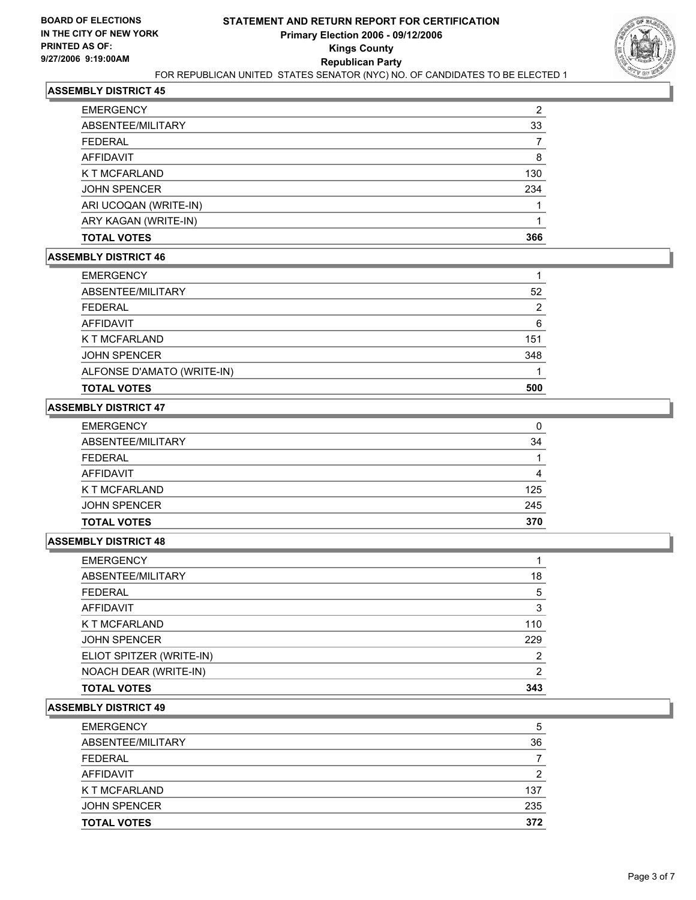**BOARD OF ELECTIONS IN THE CITY OF NEW YORK PRINTED AS OF: 9/27/2006 9:19:00AM**

# STATEMENT AND RETURN REPORT FOR CERTIFICATION
## Primary Election 2006 - 09/12/2006
## Kings County
## Republican Party

FOR REPUBLICAN UNITED STATES SENATOR (NYC) NO. OF CANDIDATES TO BE ELECTED 1

### ASSEMBLY DISTRICT 45

| | |
|---|---|
| EMERGENCY | 2 |
| ABSENTEE/MILITARY | 33 |
| FEDERAL | 7 |
| AFFIDAVIT | 8 |
| K T MCFARLAND | 130 |
| JOHN SPENCER | 234 |
| ARI UCOQAN (WRITE-IN) | 1 |
| ARY KAGAN (WRITE-IN) | 1 |
| **TOTAL VOTES** | **366** |

### ASSEMBLY DISTRICT 46

| | |
|---|---|
| EMERGENCY | 1 |
| ABSENTEE/MILITARY | 52 |
| FEDERAL | 2 |
| AFFIDAVIT | 6 |
| K T MCFARLAND | 151 |
| JOHN SPENCER | 348 |
| ALFONSE D'AMATO (WRITE-IN) | 1 |
| **TOTAL VOTES** | **500** |

### ASSEMBLY DISTRICT 47

| | |
|---|---|
| EMERGENCY | 0 |
| ABSENTEE/MILITARY | 34 |
| FEDERAL | 1 |
| AFFIDAVIT | 4 |
| K T MCFARLAND | 125 |
| JOHN SPENCER | 245 |
| **TOTAL VOTES** | **370** |

### ASSEMBLY DISTRICT 48

| | |
|---|---|
| EMERGENCY | 1 |
| ABSENTEE/MILITARY | 18 |
| FEDERAL | 5 |
| AFFIDAVIT | 3 |
| K T MCFARLAND | 110 |
| JOHN SPENCER | 229 |
| ELIOT SPITZER (WRITE-IN) | 2 |
| NOACH DEAR (WRITE-IN) | 2 |
| **TOTAL VOTES** | **343** |

### ASSEMBLY DISTRICT 49

| | |
|---|---|
| EMERGENCY | 5 |
| ABSENTEE/MILITARY | 36 |
| FEDERAL | 7 |
| AFFIDAVIT | 2 |
| K T MCFARLAND | 137 |
| JOHN SPENCER | 235 |
| **TOTAL VOTES** | **372** |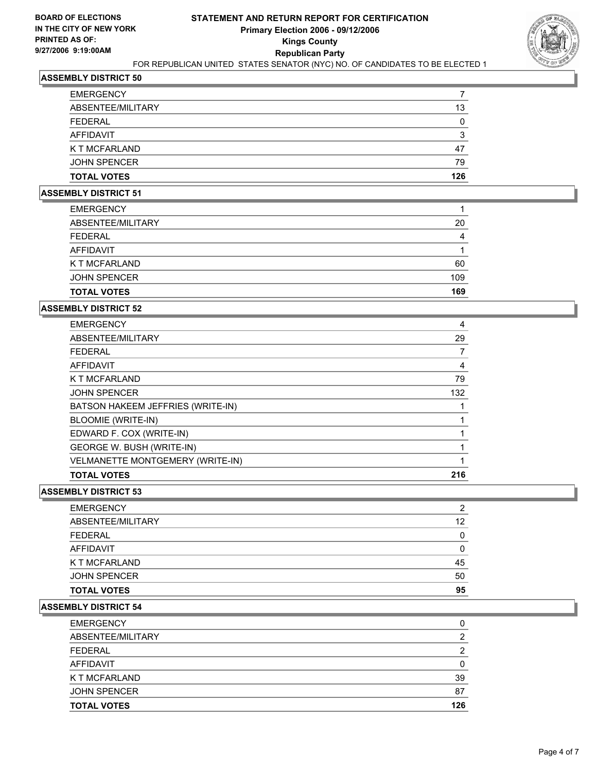**BOARD OF ELECTIONS IN THE CITY OF NEW YORK PRINTED AS OF: 9/27/2006 9:19:00AM**

# STATEMENT AND RETURN REPORT FOR CERTIFICATION
## Primary Election 2006 - 09/12/2006
## Kings County
## Republican Party

FOR REPUBLICAN UNITED STATES SENATOR (NYC) NO. OF CANDIDATES TO BE ELECTED 1

### ASSEMBLY DISTRICT 50

| | |
|---|---|
| EMERGENCY | 7 |
| ABSENTEE/MILITARY | 13 |
| FEDERAL | 0 |
| AFFIDAVIT | 3 |
| K T MCFARLAND | 47 |
| JOHN SPENCER | 79 |
| **TOTAL VOTES** | **126** |

### ASSEMBLY DISTRICT 51

| | |
|---|---|
| EMERGENCY | 1 |
| ABSENTEE/MILITARY | 20 |
| FEDERAL | 4 |
| AFFIDAVIT | 1 |
| K T MCFARLAND | 60 |
| JOHN SPENCER | 109 |
| **TOTAL VOTES** | **169** |

### ASSEMBLY DISTRICT 52

| | |
|---|---|
| EMERGENCY | 4 |
| ABSENTEE/MILITARY | 29 |
| FEDERAL | 7 |
| AFFIDAVIT | 4 |
| K T MCFARLAND | 79 |
| JOHN SPENCER | 132 |
| BATSON HAKEEM JEFFRIES (WRITE-IN) | 1 |
| BLOOMIE (WRITE-IN) | 1 |
| EDWARD F. COX (WRITE-IN) | 1 |
| GEORGE W. BUSH (WRITE-IN) | 1 |
| VELMANETTE MONTGEMERY (WRITE-IN) | 1 |
| **TOTAL VOTES** | **216** |

### ASSEMBLY DISTRICT 53

| | |
|---|---|
| EMERGENCY | 2 |
| ABSENTEE/MILITARY | 12 |
| FEDERAL | 0 |
| AFFIDAVIT | 0 |
| K T MCFARLAND | 45 |
| JOHN SPENCER | 50 |
| **TOTAL VOTES** | **95** |

### ASSEMBLY DISTRICT 54

| | |
|---|---|
| EMERGENCY | 0 |
| ABSENTEE/MILITARY | 2 |
| FEDERAL | 2 |
| AFFIDAVIT | 0 |
| K T MCFARLAND | 39 |
| JOHN SPENCER | 87 |
| **TOTAL VOTES** | **126** |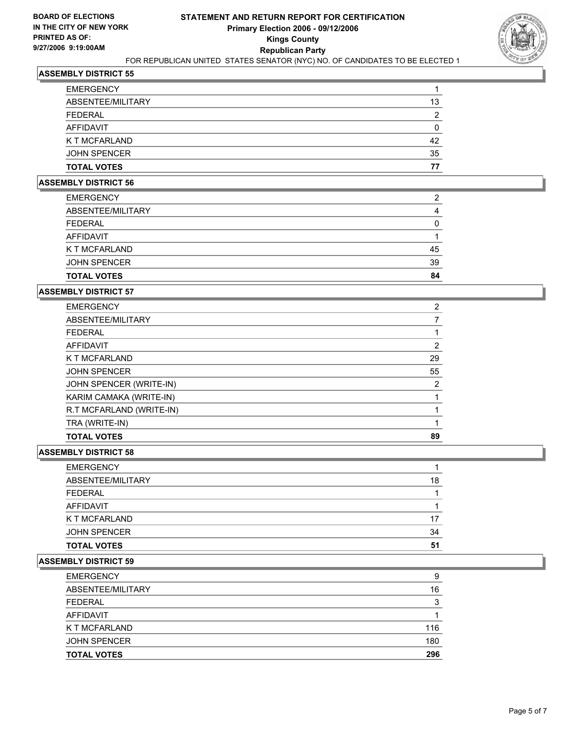**BOARD OF ELECTIONS IN THE CITY OF NEW YORK PRINTED AS OF: 9/27/2006 9:19:00AM**

# STATEMENT AND RETURN REPORT FOR CERTIFICATION
## Primary Election 2006 - 09/12/2006
## Kings County
## Republican Party

FOR REPUBLICAN UNITED STATES SENATOR (NYC) NO. OF CANDIDATES TO BE ELECTED 1

### ASSEMBLY DISTRICT 55

| | |
|---|---|
| EMERGENCY | 1 |
| ABSENTEE/MILITARY | 13 |
| FEDERAL | 2 |
| AFFIDAVIT | 0 |
| K T MCFARLAND | 42 |
| JOHN SPENCER | 35 |
| **TOTAL VOTES** | **77** |

### ASSEMBLY DISTRICT 56

| | |
|---|---|
| EMERGENCY | 2 |
| ABSENTEE/MILITARY | 4 |
| FEDERAL | 0 |
| AFFIDAVIT | 1 |
| K T MCFARLAND | 45 |
| JOHN SPENCER | 39 |
| **TOTAL VOTES** | **84** |

### ASSEMBLY DISTRICT 57

| | |
|---|---|
| EMERGENCY | 2 |
| ABSENTEE/MILITARY | 7 |
| FEDERAL | 1 |
| AFFIDAVIT | 2 |
| K T MCFARLAND | 29 |
| JOHN SPENCER | 55 |
| JOHN SPENCER (WRITE-IN) | 2 |
| KARIM CAMAKA (WRITE-IN) | 1 |
| R.T MCFARLAND (WRITE-IN) | 1 |
| TRA (WRITE-IN) | 1 |
| **TOTAL VOTES** | **89** |

### ASSEMBLY DISTRICT 58

| | |
|---|---|
| EMERGENCY | 1 |
| ABSENTEE/MILITARY | 18 |
| FEDERAL | 1 |
| AFFIDAVIT | 1 |
| K T MCFARLAND | 17 |
| JOHN SPENCER | 34 |
| **TOTAL VOTES** | **51** |

### ASSEMBLY DISTRICT 59

| | |
|---|---|
| EMERGENCY | 9 |
| ABSENTEE/MILITARY | 16 |
| FEDERAL | 3 |
| AFFIDAVIT | 1 |
| K T MCFARLAND | 116 |
| JOHN SPENCER | 180 |
| **TOTAL VOTES** | **296** |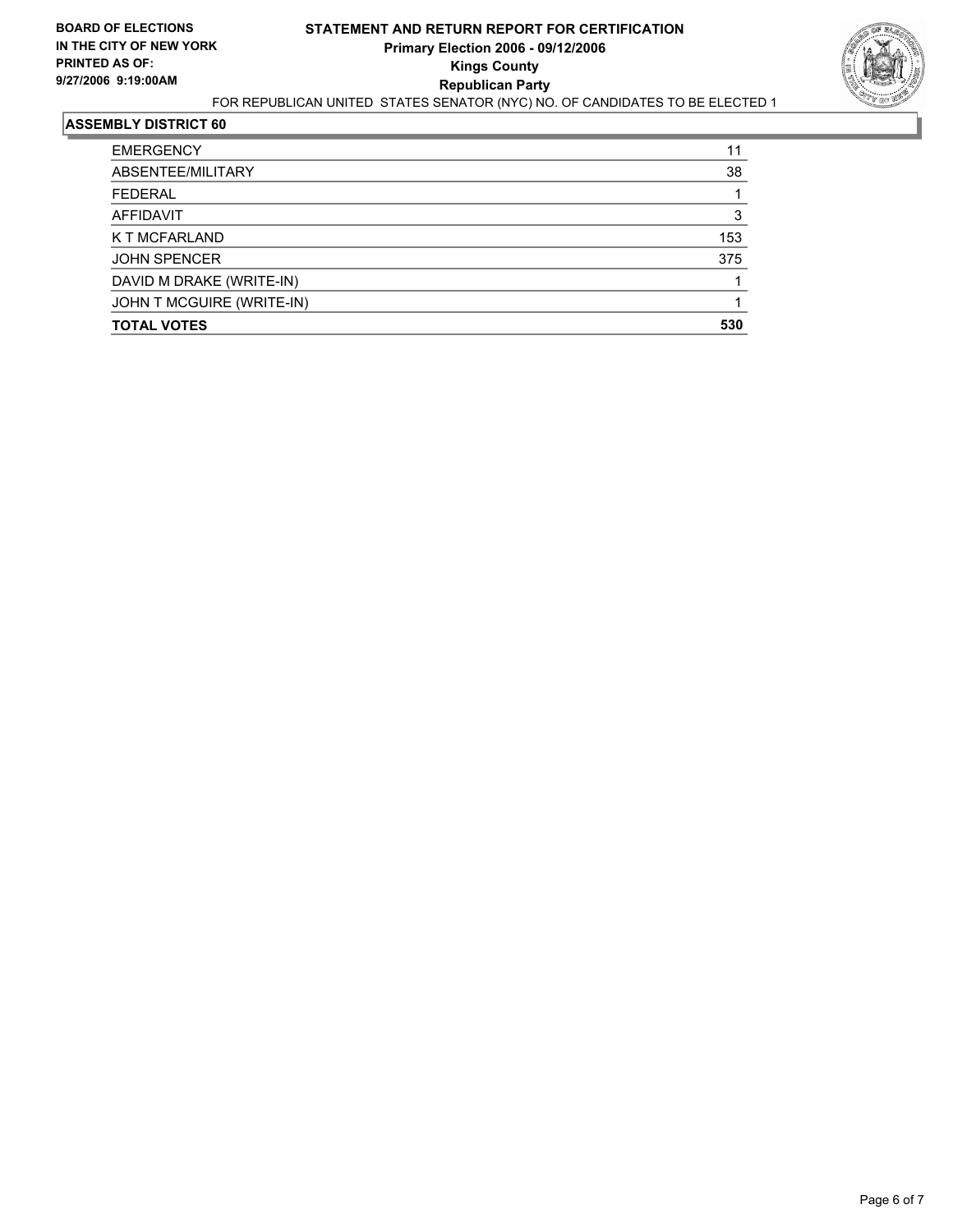**BOARD OF ELECTIONS IN THE CITY OF NEW YORK**
**PRINTED AS OF: 9/27/2006 9:19:00AM**

# STATEMENT AND RETURN REPORT FOR CERTIFICATION
## Primary Election 2006 - 09/12/2006
## Kings County
## Republican Party

FOR REPUBLICAN UNITED STATES SENATOR (NYC) NO. OF CANDIDATES TO BE ELECTED 1

### ASSEMBLY DISTRICT 60

| | |
|---|---|
| EMERGENCY | 11 |
| ABSENTEE/MILITARY | 38 |
| FEDERAL | 1 |
| AFFIDAVIT | 3 |
| K T MCFARLAND | 153 |
| JOHN SPENCER | 375 |
| DAVID M DRAKE (WRITE-IN) | 1 |
| JOHN T MCGUIRE (WRITE-IN) | 1 |
| **TOTAL VOTES** | **530** |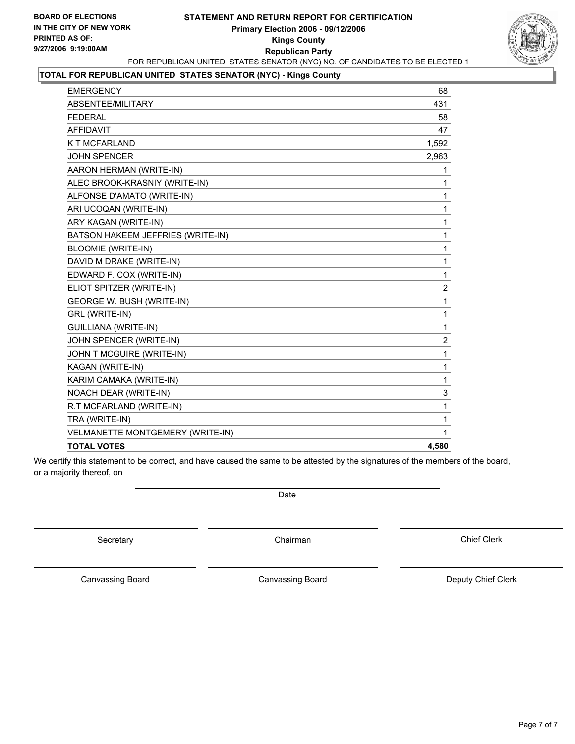**BOARD OF ELECTIONS IN THE CITY OF NEW YORK PRINTED AS OF: 9/27/2006 9:19:00AM**

# STATEMENT AND RETURN REPORT FOR CERTIFICATION
## Primary Election 2006 - 09/12/2006
## Kings County
## Republican Party

FOR REPUBLICAN UNITED STATES SENATOR (NYC) NO. OF CANDIDATES TO BE ELECTED 1

**TOTAL FOR REPUBLICAN UNITED STATES SENATOR (NYC) - Kings County**

| | |
|---|---|
| EMERGENCY | 68 |
| ABSENTEE/MILITARY | 431 |
| FEDERAL | 58 |
| AFFIDAVIT | 47 |
| K T MCFARLAND | 1,592 |
| JOHN SPENCER | 2,963 |
| AARON HERMAN (WRITE-IN) | 1 |
| ALEC BROOK-KRASNIY (WRITE-IN) | 1 |
| ALFONSE D'AMATO (WRITE-IN) | 1 |
| ARI UCOQAN (WRITE-IN) | 1 |
| ARY KAGAN (WRITE-IN) | 1 |
| BATSON HAKEEM JEFFRIES (WRITE-IN) | 1 |
| BLOOMIE (WRITE-IN) | 1 |
| DAVID M DRAKE (WRITE-IN) | 1 |
| EDWARD F. COX (WRITE-IN) | 1 |
| ELIOT SPITZER (WRITE-IN) | 2 |
| GEORGE W. BUSH (WRITE-IN) | 1 |
| GRL (WRITE-IN) | 1 |
| GUILLIANA (WRITE-IN) | 1 |
| JOHN SPENCER (WRITE-IN) | 2 |
| JOHN T MCGUIRE (WRITE-IN) | 1 |
| KAGAN (WRITE-IN) | 1 |
| KARIM CAMAKA (WRITE-IN) | 1 |
| NOACH DEAR (WRITE-IN) | 3 |
| R.T MCFARLAND (WRITE-IN) | 1 |
| TRA (WRITE-IN) | 1 |
| VELMANETTE MONTGEMERY (WRITE-IN) | 1 |
| **TOTAL VOTES** | **4,580** |

We certify this statement to be correct, and have caused the same to be attested by the signatures of the members of the board, or a majority thereof, on

Date

Secretary | Chairman | Chief Clerk

Canvassing Board | Canvassing Board | Deputy Chief Clerk